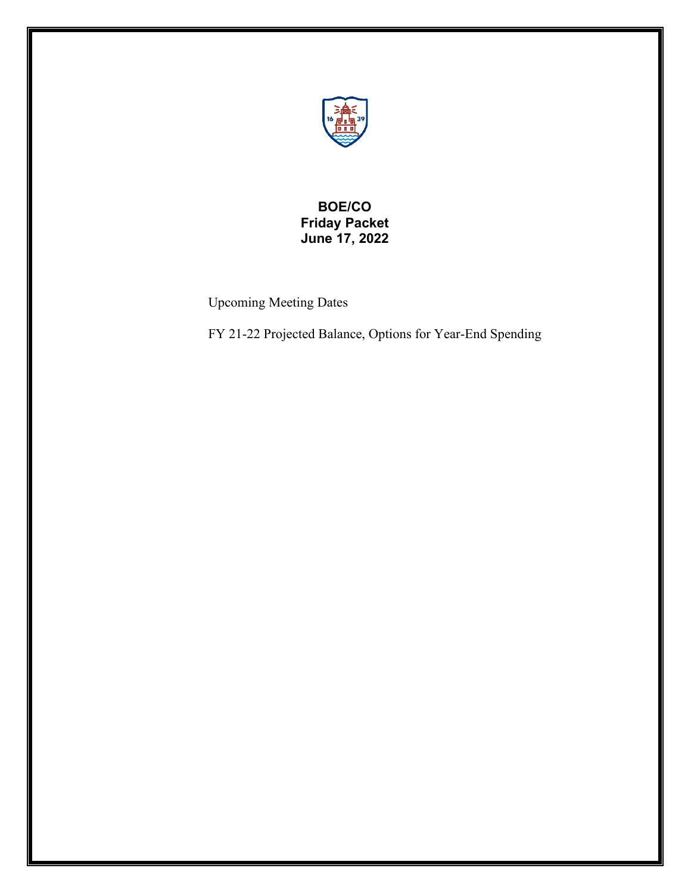**BOE/CO**
**Friday Packet**
**June 17, 2022**

Upcoming Meeting Dates

FY 21-22 Projected Balance, Options for Year-End Spending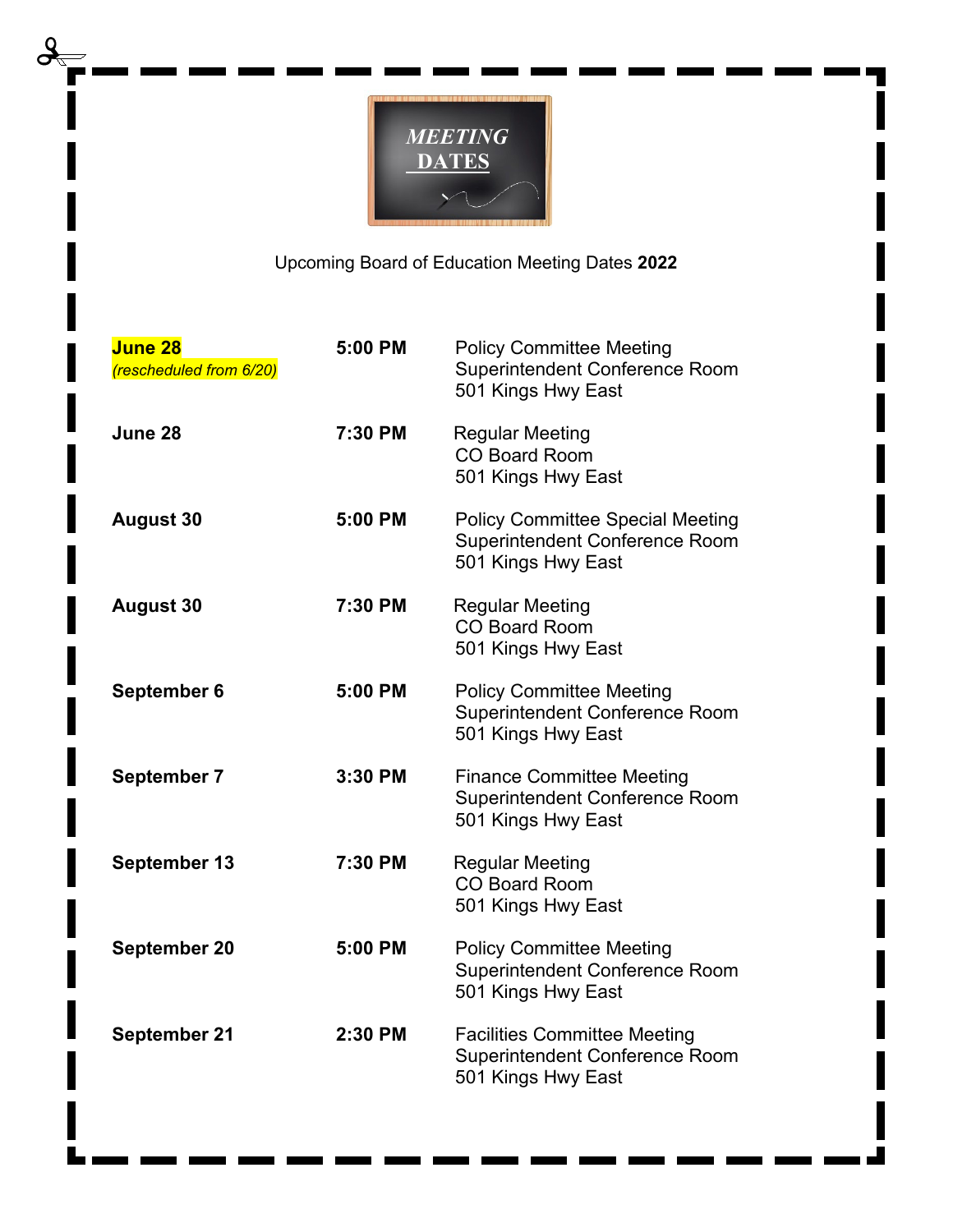# MEETING DATES

Upcoming Board of Education Meeting Dates **2022**

| Date | Time | Meeting |
| --- | --- | --- |
| **June 28** *(rescheduled from 6/20)* | **5:00 PM** | Policy Committee Meeting<br>Superintendent Conference Room<br>501 Kings Hwy East |
| **June 28** | **7:30 PM** | Regular Meeting<br>CO Board Room<br>501 Kings Hwy East |
| **August 30** | **5:00 PM** | Policy Committee Special Meeting<br>Superintendent Conference Room<br>501 Kings Hwy East |
| **August 30** | **7:30 PM** | Regular Meeting<br>CO Board Room<br>501 Kings Hwy East |
| **September 6** | **5:00 PM** | Policy Committee Meeting<br>Superintendent Conference Room<br>501 Kings Hwy East |
| **September 7** | **3:30 PM** | Finance Committee Meeting<br>Superintendent Conference Room<br>501 Kings Hwy East |
| **September 13** | **7:30 PM** | Regular Meeting<br>CO Board Room<br>501 Kings Hwy East |
| **September 20** | **5:00 PM** | Policy Committee Meeting<br>Superintendent Conference Room<br>501 Kings Hwy East |
| **September 21** | **2:30 PM** | Facilities Committee Meeting<br>Superintendent Conference Room<br>501 Kings Hwy East |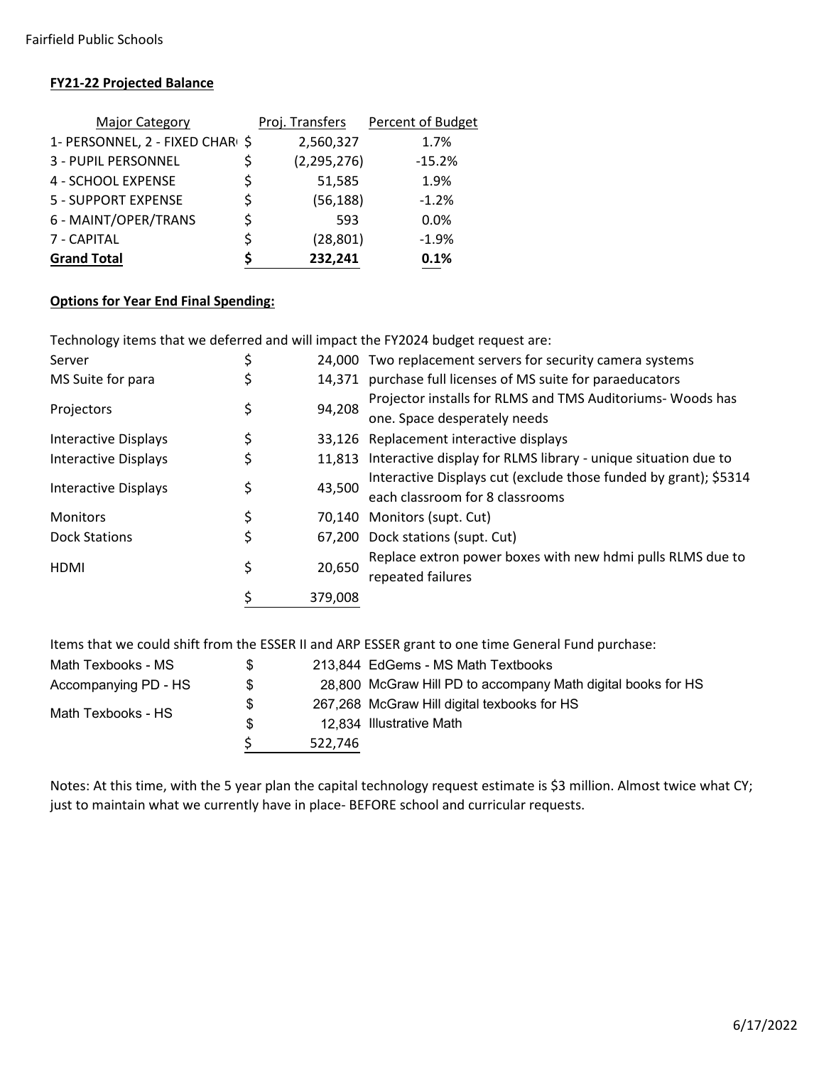**FY21-22 Projected Balance**

| Major Category | Proj. Transfers | Percent of Budget |
|---|---|---|
| 1- PERSONNEL, 2 - FIXED CHAR | $ 2,560,327 | 1.7% |
| 3 - PUPIL PERSONNEL | $ (2,295,276) | -15.2% |
| 4 - SCHOOL EXPENSE | $ 51,585 | 1.9% |
| 5 - SUPPORT EXPENSE | $ (56,188) | -1.2% |
| 6 - MAINT/OPER/TRANS | $ 593 | 0.0% |
| 7 - CAPITAL | $ (28,801) | -1.9% |
| **Grand Total** | **$ 232,241** | **0.1%** |

**Options for Year End Final Spending:**

Technology items that we deferred and will impact the FY2024 budget request are:

| | | |
|---|---|---|
| Server | $ 24,000 | Two replacement servers for security camera systems |
| MS Suite for para | $ 14,371 | purchase full licenses of MS suite for paraeducators |
| Projectors | $ 94,208 | Projector installs for RLMS and TMS Auditoriums- Woods has one. Space desperately needs |
| Interactive Displays | $ 33,126 | Replacement interactive displays |
| Interactive Displays | $ 11,813 | Interactive display for RLMS library - unique situation due to |
| Interactive Displays | $ 43,500 | Interactive Displays cut (exclude those funded by grant); $5314 each classroom for 8 classrooms |
| Monitors | $ 70,140 | Monitors (supt. Cut) |
| Dock Stations | $ 67,200 | Dock stations (supt. Cut) |
| HDMI | $ 20,650 | Replace extron power boxes with new hdmi pulls RLMS due to repeated failures |
| | $ 379,008 | |

Items that we could shift from the ESSER II and ARP ESSER grant to one time General Fund purchase:

| | | |
|---|---|---|
| Math Texbooks - MS | $ 213,844 | EdGems - MS Math Textbooks |
| Accompanying PD - HS | $ 28,800 | McGraw Hill PD to accompany Math digital books for HS |
| Math Texbooks - HS | $ 267,268 | McGraw Hill digital texbooks for HS |
| | $ 12,834 | Illustrative Math |
| | $ 522,746 | |

Notes: At this time, with the 5 year plan the capital technology request estimate is $3 million. Almost twice what CY; just to maintain what we currently have in place- BEFORE school and curricular requests.

6/17/2022